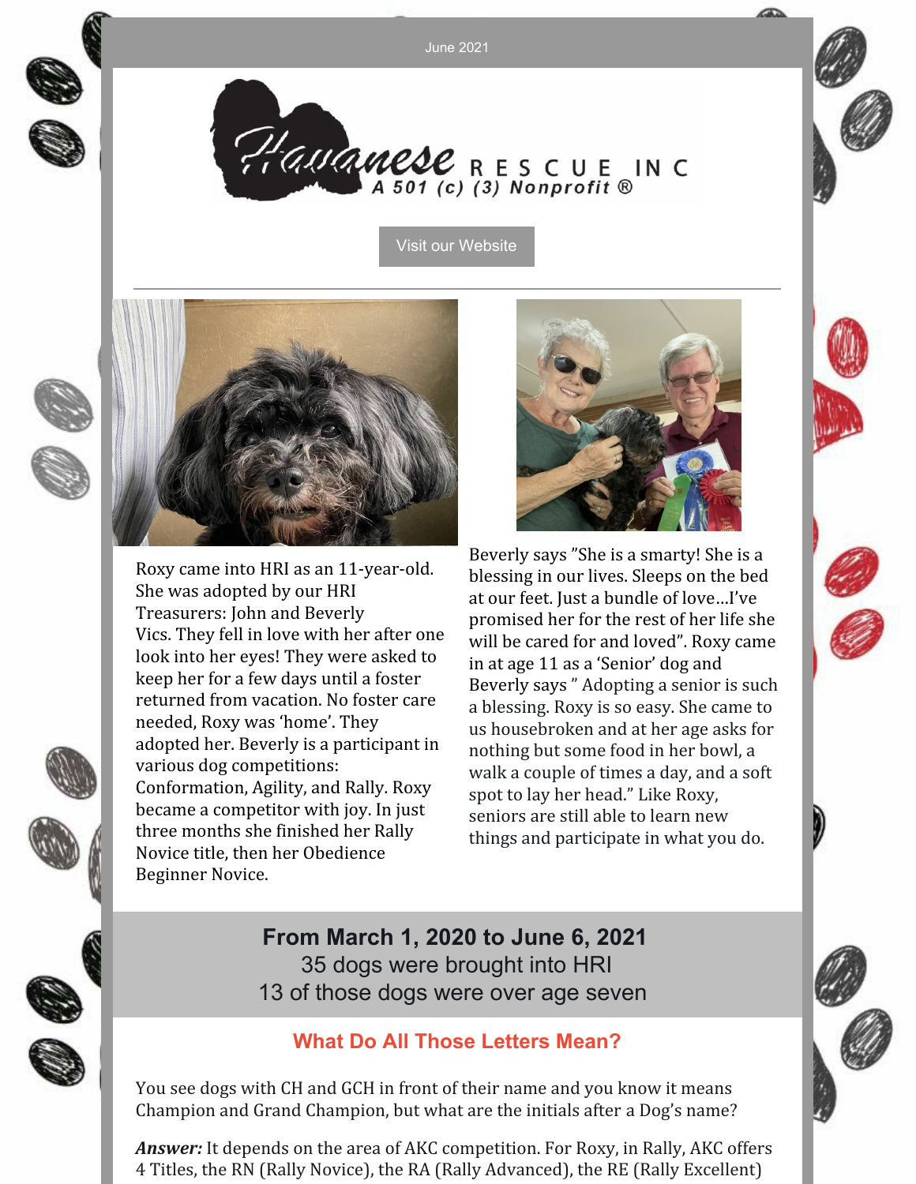June 2021

Havanese RESCUE INC
A 501 (c) (3) Nonprofit ®

Visit our Website

Roxy came into HRI as an 11-year-old. She was adopted by our HRI Treasurers: John and Beverly Vics. They fell in love with her after one look into her eyes! They were asked to keep her for a few days until a foster returned from vacation. No foster care needed, Roxy was 'home'. They adopted her. Beverly is a participant in various dog competitions: Conformation, Agility, and Rally. Roxy became a competitor with joy. In just three months she finished her Rally Novice title, then her Obedience Beginner Novice.

Beverly says "She is a smarty! She is a blessing in our lives. Sleeps on the bed at our feet. Just a bundle of love…I've promised her for the rest of her life she will be cared for and loved". Roxy came in at age 11 as a 'Senior' dog and Beverly says " Adopting a senior is such a blessing. Roxy is so easy. She came to us housebroken and at her age asks for nothing but some food in her bowl, a walk a couple of times a day, and a soft spot to lay her head." Like Roxy, seniors are still able to learn new things and participate in what you do.

**From March 1, 2020 to June 6, 2021**
35 dogs were brought into HRI
13 of those dogs were over age seven

## What Do All Those Letters Mean?

You see dogs with CH and GCH in front of their name and you know it means Champion and Grand Champion, but what are the initials after a Dog's name?

***Answer:*** It depends on the area of AKC competition. For Roxy, in Rally, AKC offers 4 Titles, the RN (Rally Novice), the RA (Rally Advanced), the RE (Rally Excellent)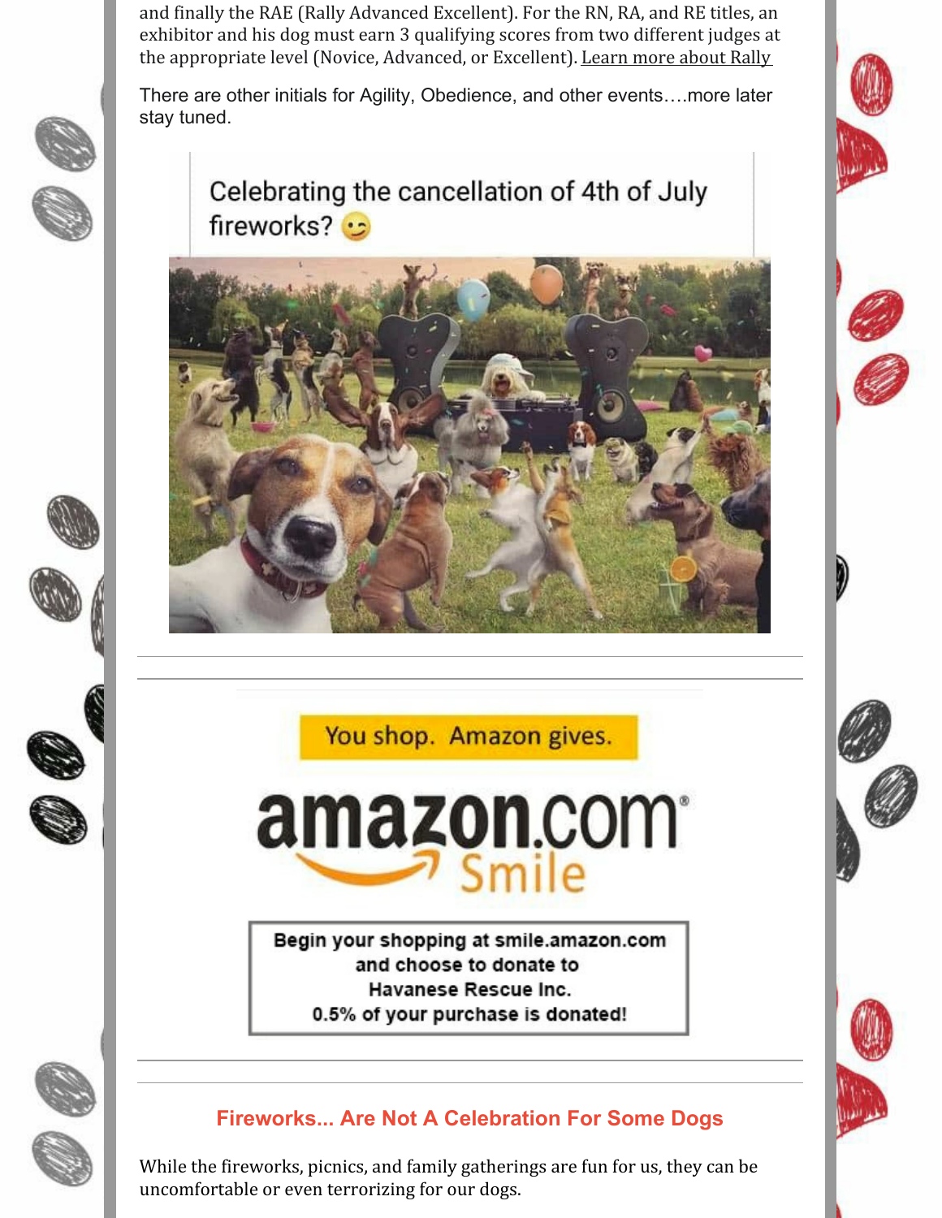and finally the RAE (Rally Advanced Excellent). For the RN, RA, and RE titles, an exhibitor and his dog must earn 3 qualifying scores from two different judges at the appropriate level (Novice, Advanced, or Excellent). Learn more about Rally

There are other initials for Agility, Obedience, and other events….more later stay tuned.

Celebrating the cancellation of 4th of July fireworks? 😉

You shop. Amazon gives.

amazon.com Smile

**Begin your shopping at smile.amazon.com and choose to donate to Havanese Rescue Inc. 0.5% of your purchase is donated!**

## Fireworks... Are Not A Celebration For Some Dogs

While the fireworks, picnics, and family gatherings are fun for us, they can be uncomfortable or even terrorizing for our dogs.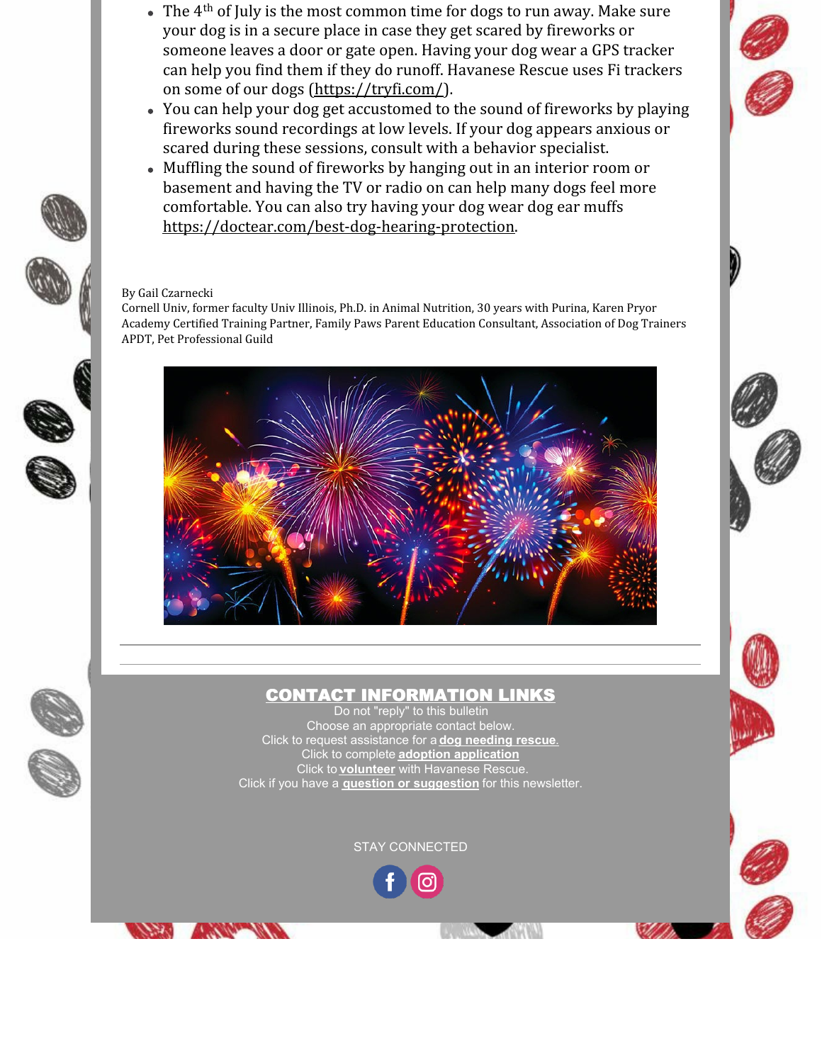- The 4th of July is the most common time for dogs to run away. Make sure your dog is in a secure place in case they get scared by fireworks or someone leaves a door or gate open. Having your dog wear a GPS tracker can help you find them if they do runoff. Havanese Rescue uses Fi trackers on some of our dogs (https://tryfi.com/).
- You can help your dog get accustomed to the sound of fireworks by playing fireworks sound recordings at low levels. If your dog appears anxious or scared during these sessions, consult with a behavior specialist.
- Muffling the sound of fireworks by hanging out in an interior room or basement and having the TV or radio on can help many dogs feel more comfortable. You can also try having your dog wear dog ear muffs https://doctear.com/best-dog-hearing-protection.

By Gail Czarnecki
Cornell Univ, former faculty Univ Illinois, Ph.D. in Animal Nutrition, 30 years with Purina, Karen Pryor Academy Certified Training Partner, Family Paws Parent Education Consultant, Association of Dog Trainers APDT, Pet Professional Guild

## CONTACT INFORMATION LINKS

Do not "reply" to this bulletin
Choose an appropriate contact below.
Click to request assistance for a **dog needing rescue**.
Click to complete **adoption application**
Click to **volunteer** with Havanese Rescue.
Click if you have a **question or suggestion** for this newsletter.

STAY CONNECTED